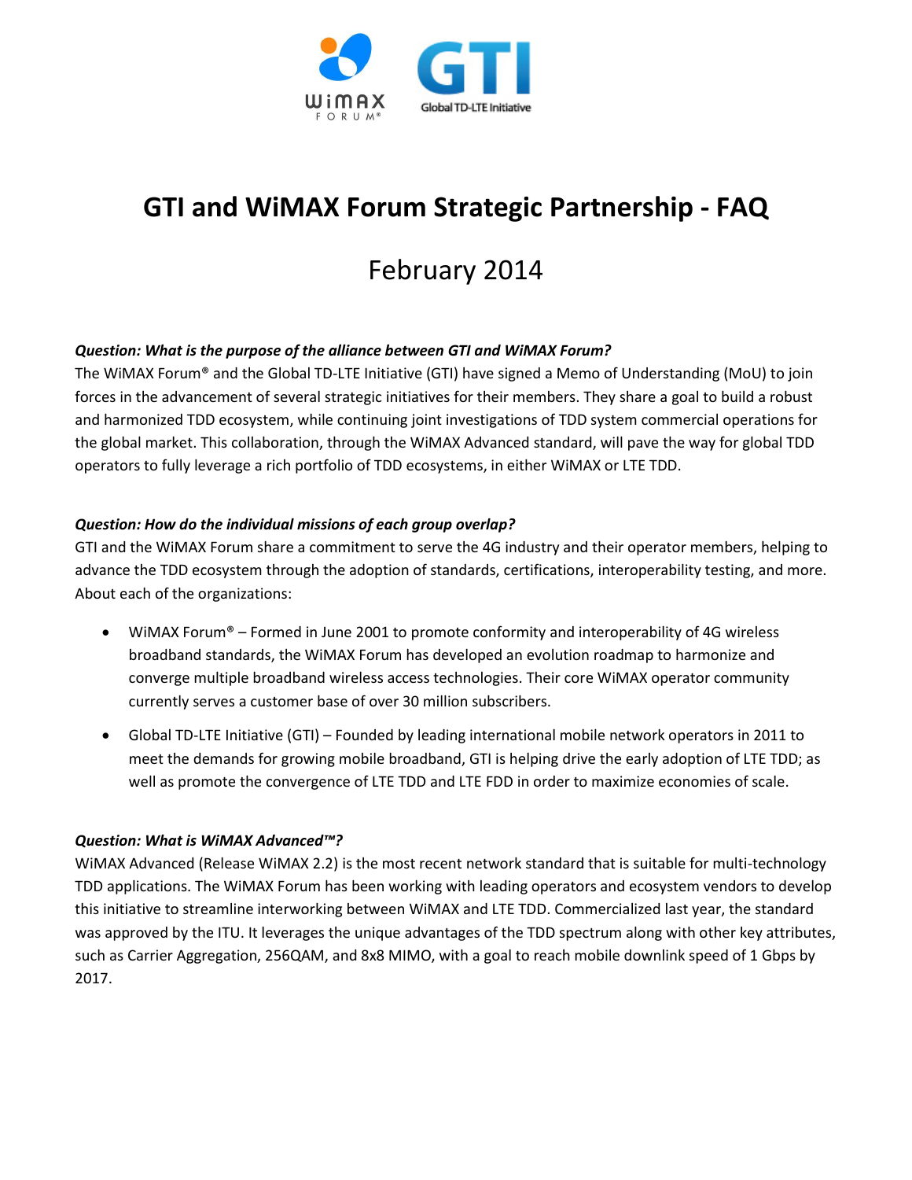# GTI and WiMAX Forum Strategic Partnership - FAQ

## February 2014

***Question: What is the purpose of the alliance between GTI and WiMAX Forum?***

The WiMAX Forum® and the Global TD-LTE Initiative (GTI) have signed a Memo of Understanding (MoU) to join forces in the advancement of several strategic initiatives for their members. They share a goal to build a robust and harmonized TDD ecosystem, while continuing joint investigations of TDD system commercial operations for the global market. This collaboration, through the WiMAX Advanced standard, will pave the way for global TDD operators to fully leverage a rich portfolio of TDD ecosystems, in either WiMAX or LTE TDD.

***Question: How do the individual missions of each group overlap?***

GTI and the WiMAX Forum share a commitment to serve the 4G industry and their operator members, helping to advance the TDD ecosystem through the adoption of standards, certifications, interoperability testing, and more. About each of the organizations:

- WiMAX Forum® – Formed in June 2001 to promote conformity and interoperability of 4G wireless broadband standards, the WiMAX Forum has developed an evolution roadmap to harmonize and converge multiple broadband wireless access technologies. Their core WiMAX operator community currently serves a customer base of over 30 million subscribers.
- Global TD-LTE Initiative (GTI) – Founded by leading international mobile network operators in 2011 to meet the demands for growing mobile broadband, GTI is helping drive the early adoption of LTE TDD; as well as promote the convergence of LTE TDD and LTE FDD in order to maximize economies of scale.

***Question: What is WiMAX Advanced™?***

WiMAX Advanced (Release WiMAX 2.2) is the most recent network standard that is suitable for multi-technology TDD applications. The WiMAX Forum has been working with leading operators and ecosystem vendors to develop this initiative to streamline interworking between WiMAX and LTE TDD. Commercialized last year, the standard was approved by the ITU. It leverages the unique advantages of the TDD spectrum along with other key attributes, such as Carrier Aggregation, 256QAM, and 8x8 MIMO, with a goal to reach mobile downlink speed of 1 Gbps by 2017.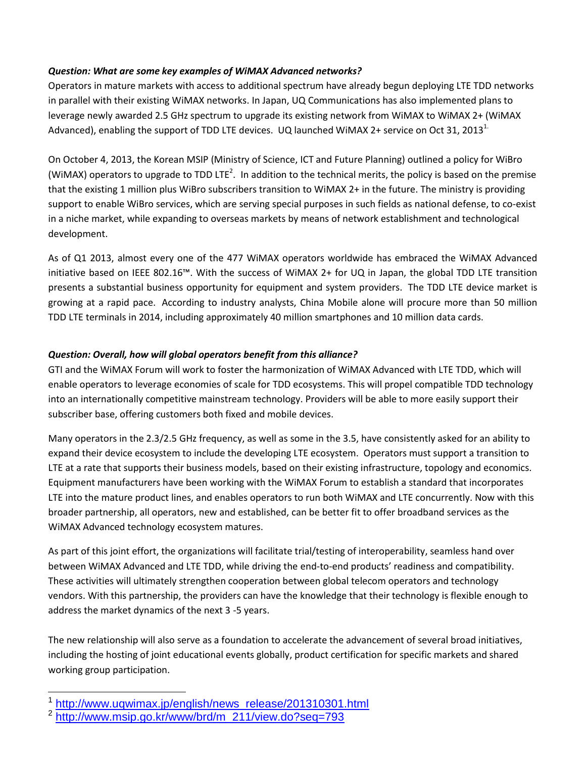***Question: What are some key examples of WiMAX Advanced networks?***

Operators in mature markets with access to additional spectrum have already begun deploying LTE TDD networks in parallel with their existing WiMAX networks. In Japan, UQ Communications has also implemented plans to leverage newly awarded 2.5 GHz spectrum to upgrade its existing network from WiMAX to WiMAX 2+ (WiMAX Advanced), enabling the support of TDD LTE devices. UQ launched WiMAX 2+ service on Oct 31, 2013[1].

On October 4, 2013, the Korean MSIP (Ministry of Science, ICT and Future Planning) outlined a policy for WiBro (WiMAX) operators to upgrade to TDD LTE[2]. In addition to the technical merits, the policy is based on the premise that the existing 1 million plus WiBro subscribers transition to WiMAX 2+ in the future. The ministry is providing support to enable WiBro services, which are serving special purposes in such fields as national defense, to co-exist in a niche market, while expanding to overseas markets by means of network establishment and technological development.

As of Q1 2013, almost every one of the 477 WiMAX operators worldwide has embraced the WiMAX Advanced initiative based on IEEE 802.16™. With the success of WiMAX 2+ for UQ in Japan, the global TDD LTE transition presents a substantial business opportunity for equipment and system providers. The TDD LTE device market is growing at a rapid pace. According to industry analysts, China Mobile alone will procure more than 50 million TDD LTE terminals in 2014, including approximately 40 million smartphones and 10 million data cards.

***Question: Overall, how will global operators benefit from this alliance?***

GTI and the WiMAX Forum will work to foster the harmonization of WiMAX Advanced with LTE TDD, which will enable operators to leverage economies of scale for TDD ecosystems. This will propel compatible TDD technology into an internationally competitive mainstream technology. Providers will be able to more easily support their subscriber base, offering customers both fixed and mobile devices.

Many operators in the 2.3/2.5 GHz frequency, as well as some in the 3.5, have consistently asked for an ability to expand their device ecosystem to include the developing LTE ecosystem. Operators must support a transition to LTE at a rate that supports their business models, based on their existing infrastructure, topology and economics. Equipment manufacturers have been working with the WiMAX Forum to establish a standard that incorporates LTE into the mature product lines, and enables operators to run both WiMAX and LTE concurrently. Now with this broader partnership, all operators, new and established, can be better fit to offer broadband services as the WiMAX Advanced technology ecosystem matures.

As part of this joint effort, the organizations will facilitate trial/testing of interoperability, seamless hand over between WiMAX Advanced and LTE TDD, while driving the end-to-end products' readiness and compatibility. These activities will ultimately strengthen cooperation between global telecom operators and technology vendors. With this partnership, the providers can have the knowledge that their technology is flexible enough to address the market dynamics of the next 3 -5 years.

The new relationship will also serve as a foundation to accelerate the advancement of several broad initiatives, including the hosting of joint educational events globally, product certification for specific markets and shared working group participation.

---

[1] http://www.uqwimax.jp/english/news_release/201310301.html

[2] http://www.msip.go.kr/www/brd/m_211/view.do?seq=793